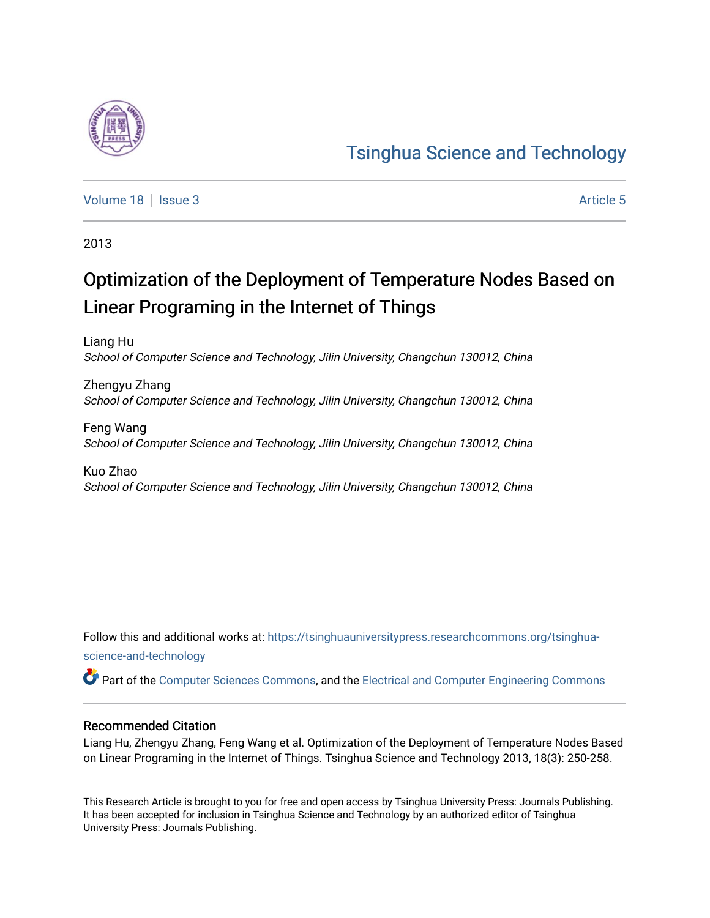# Tsinghua Science and Technology

Volume 18 | Issue 3 | Article 5

2013

# Optimization of the Deployment of Temperature Nodes Based on Linear Programing in the Internet of Things

Liang Hu
*School of Computer Science and Technology, Jilin University, Changchun 130012, China*

Zhengyu Zhang
*School of Computer Science and Technology, Jilin University, Changchun 130012, China*

Feng Wang
*School of Computer Science and Technology, Jilin University, Changchun 130012, China*

Kuo Zhao
*School of Computer Science and Technology, Jilin University, Changchun 130012, China*

Follow this and additional works at: https://tsinghuauniversitypress.researchcommons.org/tsinghua-science-and-technology

Part of the Computer Sciences Commons, and the Electrical and Computer Engineering Commons

## Recommended Citation

Liang Hu, Zhengyu Zhang, Feng Wang et al. Optimization of the Deployment of Temperature Nodes Based on Linear Programing in the Internet of Things. Tsinghua Science and Technology 2013, 18(3): 250-258.

This Research Article is brought to you for free and open access by Tsinghua University Press: Journals Publishing. It has been accepted for inclusion in Tsinghua Science and Technology by an authorized editor of Tsinghua University Press: Journals Publishing.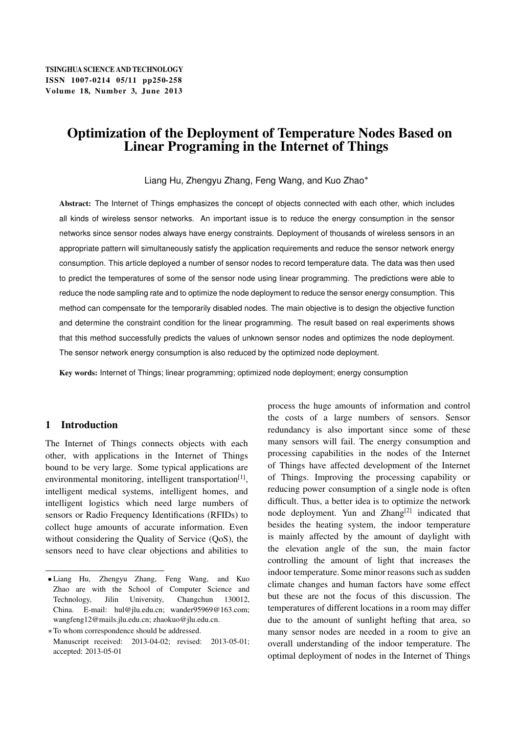# Optimization of the Deployment of Temperature Nodes Based on Linear Programing in the Internet of Things

Liang Hu, Zhengyu Zhang, Feng Wang, and Kuo Zhao*

**Abstract:** The Internet of Things emphasizes the concept of objects connected with each other, which includes all kinds of wireless sensor networks. An important issue is to reduce the energy consumption in the sensor networks since sensor nodes always have energy constraints. Deployment of thousands of wireless sensors in an appropriate pattern will simultaneously satisfy the application requirements and reduce the sensor network energy consumption. This article deployed a number of sensor nodes to record temperature data. The data was then used to predict the temperatures of some of the sensor node using linear programming. The predictions were able to reduce the node sampling rate and to optimize the node deployment to reduce the sensor energy consumption. This method can compensate for the temporarily disabled nodes. The main objective is to design the objective function and determine the constraint condition for the linear programming. The result based on real experiments shows that this method successfully predicts the values of unknown sensor nodes and optimizes the node deployment. The sensor network energy consumption is also reduced by the optimized node deployment.

**Key words:** Internet of Things; linear programming; optimized node deployment; energy consumption

## 1 Introduction

The Internet of Things connects objects with each other, with applications in the Internet of Things bound to be very large. Some typical applications are environmental monitoring, intelligent transportation[1], intelligent medical systems, intelligent homes, and intelligent logistics which need large numbers of sensors or Radio Frequency Identifications (RFIDs) to collect huge amounts of accurate information. Even without considering the Quality of Service (QoS), the sensors need to have clear objections and abilities to process the huge amounts of information and control the costs of a large numbers of sensors. Sensor redundancy is also important since some of these many sensors will fail. The energy consumption and processing capabilities in the nodes of the Internet of Things have affected development of the Internet of Things. Improving the processing capability or reducing power consumption of a single node is often difficult. Thus, a better idea is to optimize the network node deployment. Yun and Zhang[2] indicated that besides the heating system, the indoor temperature is mainly affected by the amount of daylight with the elevation angle of the sun, the main factor controlling the amount of light that increases the indoor temperature. Some minor reasons such as sudden climate changes and human factors have some effect but these are not the focus of this discussion. The temperatures of different locations in a room may differ due to the amount of sunlight hefting that area, so many sensor nodes are needed in a room to give an overall understanding of the indoor temperature. The optimal deployment of nodes in the Internet of Things

- Liang Hu, Zhengyu Zhang, Feng Wang, and Kuo Zhao are with the School of Computer Science and Technology, Jilin University, Changchun 130012, China. E-mail: hul@jlu.edu.cn; wander95969@163.com; wangfeng12@mails.jlu.edu.cn; zhaokuo@jlu.edu.cn.

* To whom correspondence should be addressed.
Manuscript received: 2013-04-02; revised: 2013-05-01; accepted: 2013-05-01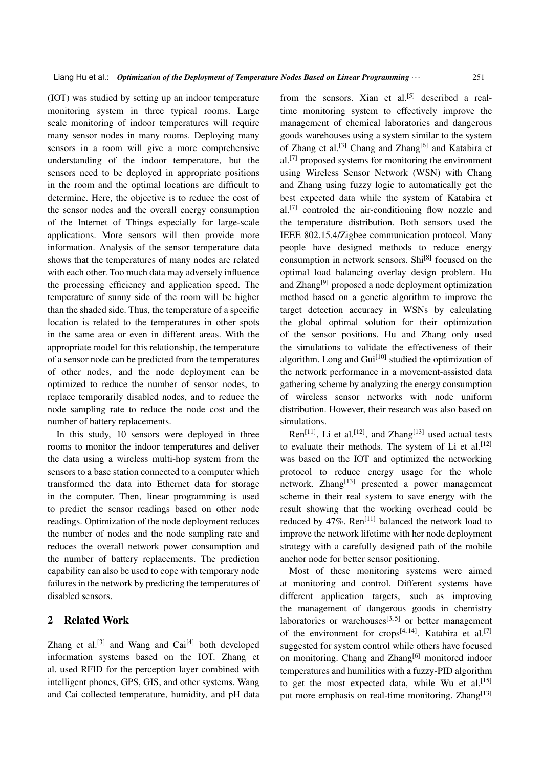(IOT) was studied by setting up an indoor temperature monitoring system in three typical rooms. Large scale monitoring of indoor temperatures will require many sensor nodes in many rooms. Deploying many sensors in a room will give a more comprehensive understanding of the indoor temperature, but the sensors need to be deployed in appropriate positions in the room and the optimal locations are difficult to determine. Here, the objective is to reduce the cost of the sensor nodes and the overall energy consumption of the Internet of Things especially for large-scale applications. More sensors will then provide more information. Analysis of the sensor temperature data shows that the temperatures of many nodes are related with each other. Too much data may adversely influence the processing efficiency and application speed. The temperature of sunny side of the room will be higher than the shaded side. Thus, the temperature of a specific location is related to the temperatures in other spots in the same area or even in different areas. With the appropriate model for this relationship, the temperature of a sensor node can be predicted from the temperatures of other nodes, and the node deployment can be optimized to reduce the number of sensor nodes, to replace temporarily disabled nodes, and to reduce the node sampling rate to reduce the node cost and the number of battery replacements.

In this study, 10 sensors were deployed in three rooms to monitor the indoor temperatures and deliver the data using a wireless multi-hop system from the sensors to a base station connected to a computer which transformed the data into Ethernet data for storage in the computer. Then, linear programming is used to predict the sensor readings based on other node readings. Optimization of the node deployment reduces the number of nodes and the node sampling rate and reduces the overall network power consumption and the number of battery replacements. The prediction capability can also be used to cope with temporary node failures in the network by predicting the temperatures of disabled sensors.

## 2 Related Work

Zhang et al.[3] and Wang and Cai[4] both developed information systems based on the IOT. Zhang et al. used RFID for the perception layer combined with intelligent phones, GPS, GIS, and other systems. Wang and Cai collected temperature, humidity, and pH data from the sensors. Xian et al.[5] described a real-time monitoring system to effectively improve the management of chemical laboratories and dangerous goods warehouses using a system similar to the system of Zhang et al.[3] Chang and Zhang[6] and Katabira et al.[7] proposed systems for monitoring the environment using Wireless Sensor Network (WSN) with Chang and Zhang using fuzzy logic to automatically get the best expected data while the system of Katabira et al.[7] controled the air-conditioning flow nozzle and the temperature distribution. Both sensors used the IEEE 802.15.4/Zigbee communication protocol. Many people have designed methods to reduce energy consumption in network sensors. Shi[8] focused on the optimal load balancing overlay design problem. Hu and Zhang[9] proposed a node deployment optimization method based on a genetic algorithm to improve the target detection accuracy in WSNs by calculating the global optimal solution for their optimization of the sensor positions. Hu and Zhang only used the simulations to validate the effectiveness of their algorithm. Long and Gui[10] studied the optimization of the network performance in a movement-assisted data gathering scheme by analyzing the energy consumption of wireless sensor networks with node uniform distribution. However, their research was also based on simulations.

Ren[11], Li et al.[12], and Zhang[13] used actual tests to evaluate their methods. The system of Li et al.[12] was based on the IOT and optimized the networking protocol to reduce energy usage for the whole network. Zhang[13] presented a power management scheme in their real system to save energy with the result showing that the working overhead could be reduced by 47%. Ren[11] balanced the network load to improve the network lifetime with her node deployment strategy with a carefully designed path of the mobile anchor node for better sensor positioning.

Most of these monitoring systems were aimed at monitoring and control. Different systems have different application targets, such as improving the management of dangerous goods in chemistry laboratories or warehouses[3, 5] or better management of the environment for crops[4, 14]. Katabira et al.[7] suggested for system control while others have focused on monitoring. Chang and Zhang[6] monitored indoor temperatures and humilities with a fuzzy-PID algorithm to get the most expected data, while Wu et al.[15] put more emphasis on real-time monitoring. Zhang[13]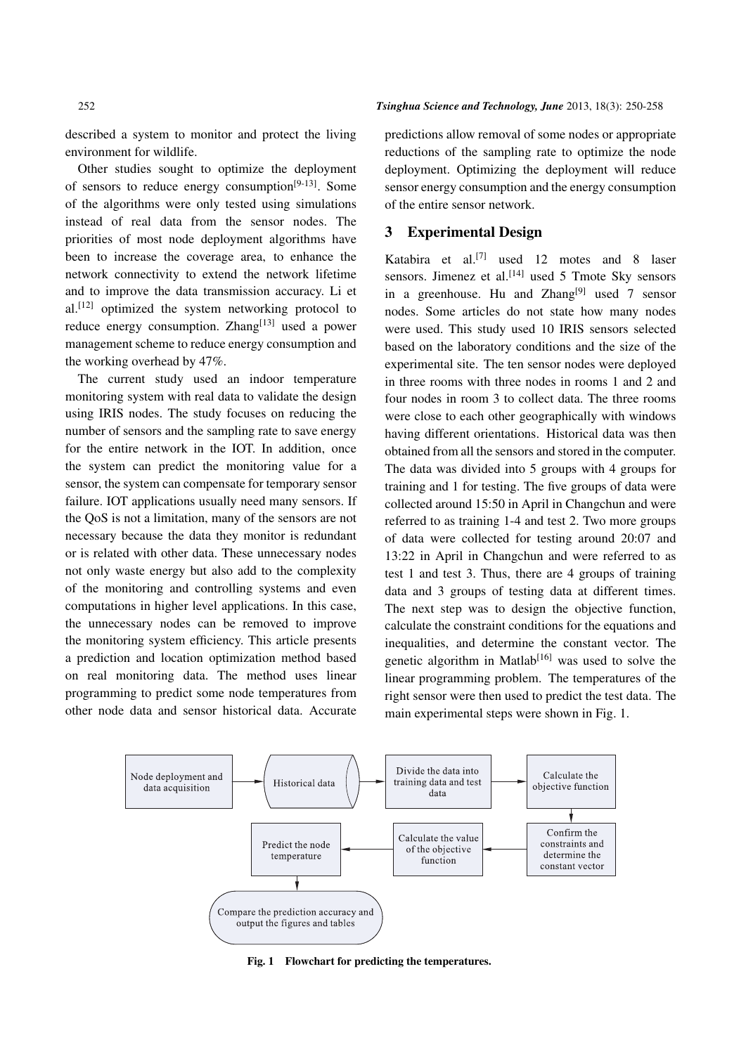described a system to monitor and protect the living environment for wildlife.

Other studies sought to optimize the deployment of sensors to reduce energy consumption[9-13]. Some of the algorithms were only tested using simulations instead of real data from the sensor nodes. The priorities of most node deployment algorithms have been to increase the coverage area, to enhance the network connectivity to extend the network lifetime and to improve the data transmission accuracy. Li et al.[12] optimized the system networking protocol to reduce energy consumption. Zhang[13] used a power management scheme to reduce energy consumption and the working overhead by 47%.

The current study used an indoor temperature monitoring system with real data to validate the design using IRIS nodes. The study focuses on reducing the number of sensors and the sampling rate to save energy for the entire network in the IOT. In addition, once the system can predict the monitoring value for a sensor, the system can compensate for temporary sensor failure. IOT applications usually need many sensors. If the QoS is not a limitation, many of the sensors are not necessary because the data they monitor is redundant or is related with other data. These unnecessary nodes not only waste energy but also add to the complexity of the monitoring and controlling systems and even computations in higher level applications. In this case, the unnecessary nodes can be removed to improve the monitoring system efficiency. This article presents a prediction and location optimization method based on real monitoring data. The method uses linear programming to predict some node temperatures from other node data and sensor historical data. Accurate predictions allow removal of some nodes or appropriate reductions of the sampling rate to optimize the node deployment. Optimizing the deployment will reduce sensor energy consumption and the energy consumption of the entire sensor network.

## 3 Experimental Design

Katabira et al.[7] used 12 motes and 8 laser sensors. Jimenez et al.[14] used 5 Tmote Sky sensors in a greenhouse. Hu and Zhang[9] used 7 sensor nodes. Some articles do not state how many nodes were used. This study used 10 IRIS sensors selected based on the laboratory conditions and the size of the experimental site. The ten sensor nodes were deployed in three rooms with three nodes in rooms 1 and 2 and four nodes in room 3 to collect data. The three rooms were close to each other geographically with windows having different orientations. Historical data was then obtained from all the sensors and stored in the computer. The data was divided into 5 groups with 4 groups for training and 1 for testing. The five groups of data were collected around 15:50 in April in Changchun and were referred to as training 1-4 and test 2. Two more groups of data were collected for testing around 20:07 and 13:22 in April in Changchun and were referred to as test 1 and test 3. Thus, there are 4 groups of training data and 3 groups of testing data at different times. The next step was to design the objective function, calculate the constraint conditions for the equations and inequalities, and determine the constant vector. The genetic algorithm in Matlab[16] was used to solve the linear programming problem. The temperatures of the right sensor were then used to predict the test data. The main experimental steps were shown in Fig. 1.

Node deployment and data acquisition → Historical data → Divide the data into training data and test data → Calculate the objective function → Confirm the constraints and determine the constant vector → Calculate the value of the objective function → Predict the node temperature → Compare the prediction accuracy and output the figures and tables

**Fig. 1 Flowchart for predicting the temperatures.**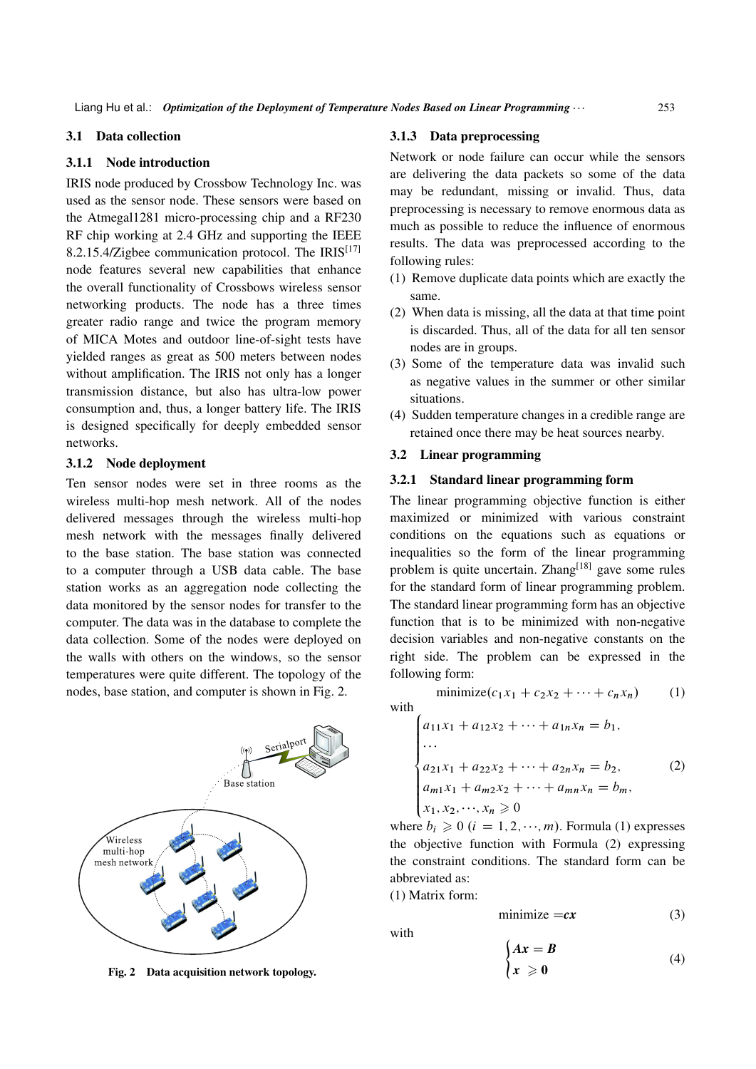### 3.1 Data collection

#### 3.1.1 Node introduction

IRIS node produced by Crossbow Technology Inc. was used as the sensor node. These sensors were based on the Atmegal1281 micro-processing chip and a RF230 RF chip working at 2.4 GHz and supporting the IEEE 8.2.15.4/Zigbee communication protocol. The IRIS[17] node features several new capabilities that enhance the overall functionality of Crossbows wireless sensor networking products. The node has a three times greater radio range and twice the program memory of MICA Motes and outdoor line-of-sight tests have yielded ranges as great as 500 meters between nodes without amplification. The IRIS not only has a longer transmission distance, but also has ultra-low power consumption and, thus, a longer battery life. The IRIS is designed specifically for deeply embedded sensor networks.

#### 3.1.2 Node deployment

Ten sensor nodes were set in three rooms as the wireless multi-hop mesh network. All of the nodes delivered messages through the wireless multi-hop mesh network with the messages finally delivered to the base station. The base station was connected to a computer through a USB data cable. The base station works as an aggregation node collecting the data monitored by the sensor nodes for transfer to the computer. The data was in the database to complete the data collection. Some of the nodes were deployed on the walls with others on the windows, so the sensor temperatures were quite different. The topology of the nodes, base station, and computer is shown in Fig. 2.

**Fig. 2 Data acquisition network topology.**

#### 3.1.3 Data preprocessing

Network or node failure can occur while the sensors are delivering the data packets so some of the data may be redundant, missing or invalid. Thus, data preprocessing is necessary to remove enormous data as much as possible to reduce the influence of enormous results. The data was preprocessed according to the following rules:

(1) Remove duplicate data points which are exactly the same.

(2) When data is missing, all the data at that time point is discarded. Thus, all of the data for all ten sensor nodes are in groups.

(3) Some of the temperature data was invalid such as negative values in the summer or other similar situations.

(4) Sudden temperature changes in a credible range are retained once there may be heat sources nearby.

### 3.2 Linear programming

#### 3.2.1 Standard linear programming form

The linear programming objective function is either maximized or minimized with various constraint conditions on the equations such as equations or inequalities so the form of the linear programming problem is quite uncertain. Zhang[18] gave some rules for the standard form of linear programming problem. The standard linear programming form has an objective function that is to be minimized with non-negative decision variables and non-negative constants on the right side. The problem can be expressed in the following form:

$$\text{minimize}(c_1x_1 + c_2x_2 + \cdots + c_nx_n) \tag{1}$$

with

$$\begin{cases} a_{11}x_1 + a_{12}x_2 + \cdots + a_{1n}x_n = b_1, \\ \cdots \\ a_{21}x_1 + a_{22}x_2 + \cdots + a_{2n}x_n = b_2, \\ a_{m1}x_1 + a_{m2}x_2 + \cdots + a_{mn}x_n = b_m, \\ x_1, x_2, \cdots, x_n \geqslant 0 \end{cases} \tag{2}$$

where $b_i \geqslant 0$ $(i = 1, 2, \cdots, m)$. Formula (1) expresses the objective function with Formula (2) expressing the constraint conditions. The standard form can be abbreviated as:

(1) Matrix form:

$$\text{minimize} = \boldsymbol{cx} \tag{3}$$

with

$$\begin{cases} \boldsymbol{Ax} = \boldsymbol{B} \\ \boldsymbol{x} \geqslant \boldsymbol{0} \end{cases} \tag{4}$$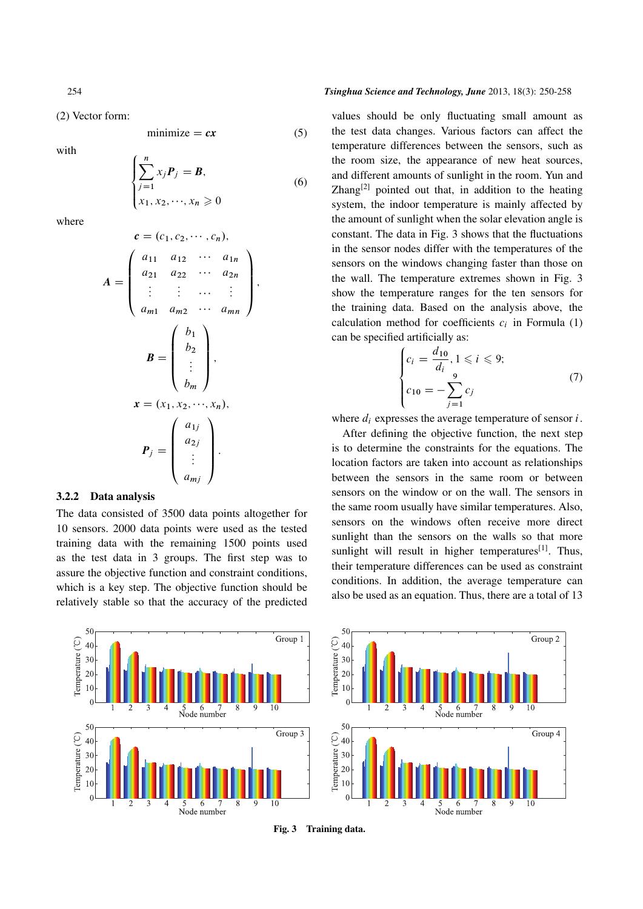(2) Vector form:

$$\text{minimize} = \boldsymbol{cx} \tag{5}$$

with

$$\begin{cases} \sum_{j=1}^{n} x_j \boldsymbol{P}_j = \boldsymbol{B}, \\ x_1, x_2, \cdots, x_n \geqslant 0 \end{cases} \tag{6}$$

where

$$\boldsymbol{c} = (c_1, c_2, \cdots, c_n),$$

$$\boldsymbol{A} = \begin{pmatrix} a_{11} & a_{12} & \cdots & a_{1n} \\ a_{21} & a_{22} & \cdots & a_{2n} \\ \vdots & \vdots & \cdots & \vdots \\ a_{m1} & a_{m2} & \cdots & a_{mn} \end{pmatrix},$$

$$\boldsymbol{B} = \begin{pmatrix} b_1 \\ b_2 \\ \vdots \\ b_m \end{pmatrix},$$

$$\boldsymbol{x} = (x_1, x_2, \cdots, x_n),$$

$$\boldsymbol{P}_j = \begin{pmatrix} a_{1j} \\ a_{2j} \\ \vdots \\ a_{mj} \end{pmatrix}.$$

### 3.2.2 Data analysis

The data consisted of 3500 data points altogether for 10 sensors. 2000 data points were used as the tested training data with the remaining 1500 points used as the test data in 3 groups. The first step was to assure the objective function and constraint conditions, which is a key step. The objective function should be relatively stable so that the accuracy of the predicted values should be only fluctuating small amount as the test data changes. Various factors can affect the temperature differences between the sensors, such as the room size, the appearance of new heat sources, and different amounts of sunlight in the room. Yun and Zhang[2] pointed out that, in addition to the heating system, the indoor temperature is mainly affected by the amount of sunlight when the solar elevation angle is constant. The data in Fig. 3 shows that the fluctuations in the sensor nodes differ with the temperatures of the sensors on the windows changing faster than those on the wall. The temperature extremes shown in Fig. 3 show the temperature ranges for the ten sensors for the training data. Based on the analysis above, the calculation method for coefficients $c_i$ in Formula (1) can be specified artificially as:

$$\begin{cases} c_i = \dfrac{d_{10}}{d_i}, 1 \leqslant i \leqslant 9; \\ c_{10} = -\sum_{j=1}^{9} c_j \end{cases} \tag{7}$$

where $d_i$ expresses the average temperature of sensor $i$.

After defining the objective function, the next step is to determine the constraints for the equations. The location factors are taken into account as relationships between the sensors in the same room or between sensors on the window or on the wall. The sensors in the same room usually have similar temperatures. Also, sensors on the windows often receive more direct sunlight than the sensors on the walls so that more sunlight will result in higher temperatures[1]. Thus, their temperature differences can be used as constraint conditions. In addition, the average temperature can also be used as an equation. Thus, there are a total of 13

**Fig. 3 Training data.**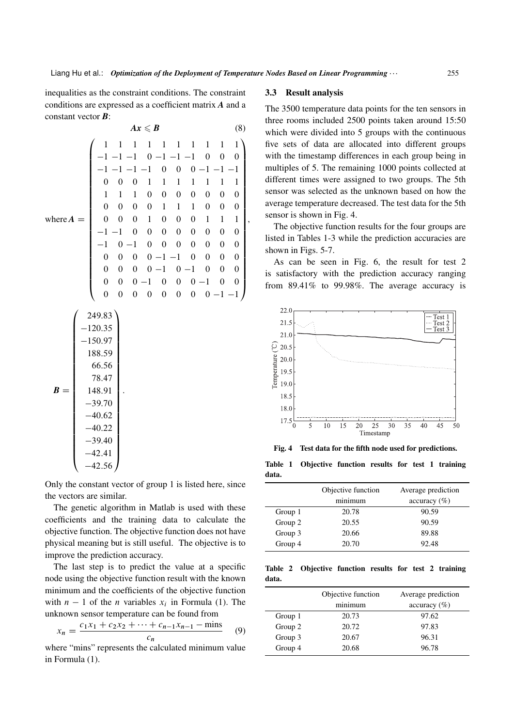inequalities as the constraint conditions. The constraint conditions are expressed as a coefficient matrix $\boldsymbol{A}$ and a constant vector $\boldsymbol{B}$:

$$\boldsymbol{A}x \leqslant \boldsymbol{B} \tag{8}$$

$$\text{where } \boldsymbol{A} = \begin{pmatrix} 1 & 1 & 1 & 1 & 1 & 1 & 1 & 1 & 1 & 1 \\ -1 & -1 & -1 & 0 & -1 & -1 & -1 & 0 & 0 & 0 \\ -1 & -1 & -1 & -1 & 0 & 0 & 0 & -1 & -1 & -1 \\ 0 & 0 & 0 & 1 & 1 & 1 & 1 & 1 & 1 & 1 \\ 1 & 1 & 1 & 0 & 0 & 0 & 0 & 0 & 0 & 0 \\ 0 & 0 & 0 & 0 & 1 & 1 & 1 & 0 & 0 & 0 \\ 0 & 0 & 0 & 1 & 0 & 0 & 0 & 1 & 1 & 1 \\ -1 & -1 & 0 & 0 & 0 & 0 & 0 & 0 & 0 & 0 \\ -1 & 0 & -1 & 0 & 0 & 0 & 0 & 0 & 0 & 0 \\ 0 & 0 & 0 & 0 & -1 & -1 & 0 & 0 & 0 & 0 \\ 0 & 0 & 0 & 0 & -1 & 0 & -1 & 0 & 0 & 0 \\ 0 & 0 & 0 & -1 & 0 & 0 & 0 & -1 & 0 & 0 \\ 0 & 0 & 0 & 0 & 0 & 0 & 0 & 0 & -1 & -1 \end{pmatrix},$$

$$\boldsymbol{B} = \begin{pmatrix} 249.83 \\ -120.35 \\ -150.97 \\ 188.59 \\ 66.56 \\ 78.47 \\ 148.91 \\ -39.70 \\ -40.62 \\ -40.22 \\ -39.40 \\ -42.41 \\ -42.56 \end{pmatrix}.$$

Only the constant vector of group 1 is listed here, since the vectors are similar.

The genetic algorithm in Matlab is used with these coefficients and the training data to calculate the objective function. The objective function does not have physical meaning but is still useful. The objective is to improve the prediction accuracy.

The last step is to predict the value at a specific node using the objective function result with the known minimum and the coefficients of the objective function with $n-1$ of the $n$ variables $x_i$ in Formula (1). The unknown sensor temperature can be found from

$$x_n = \frac{c_1x_1 + c_2x_2 + \cdots + c_{n-1}x_{n-1} - \text{mins}}{c_n} \tag{9}$$

where "mins" represents the calculated minimum value in Formula (1).

### 3.3 Result analysis

The 3500 temperature data points for the ten sensors in three rooms included 2500 points taken around 15:50 which were divided into 5 groups with the continuous five sets of data are allocated into different groups with the timestamp differences in each group being in multiples of 5. The remaining 1000 points collected at different times were assigned to two groups. The 5th sensor was selected as the unknown based on how the average temperature decreased. The test data for the 5th sensor is shown in Fig. 4.

The objective function results for the four groups are listed in Tables 1-3 while the prediction accuracies are shown in Figs. 5-7.

As can be seen in Fig. 6, the result for test 2 is satisfactory with the prediction accuracy ranging from 89.41% to 99.98%. The average accuracy is

**Fig. 4 Test data for the fifth node used for predictions.**

**Table 1 Objective function results for test 1 training data.**

| | Objective function minimum | Average prediction accuracy (%) |
|---|---|---|
| Group 1 | 20.78 | 90.59 |
| Group 2 | 20.55 | 90.59 |
| Group 3 | 20.66 | 89.88 |
| Group 4 | 20.70 | 92.48 |

**Table 2 Objective function results for test 2 training data.**

| | Objective function minimum | Average prediction accuracy (%) |
|---|---|---|
| Group 1 | 20.73 | 97.62 |
| Group 2 | 20.72 | 97.83 |
| Group 3 | 20.67 | 96.31 |
| Group 4 | 20.68 | 96.78 |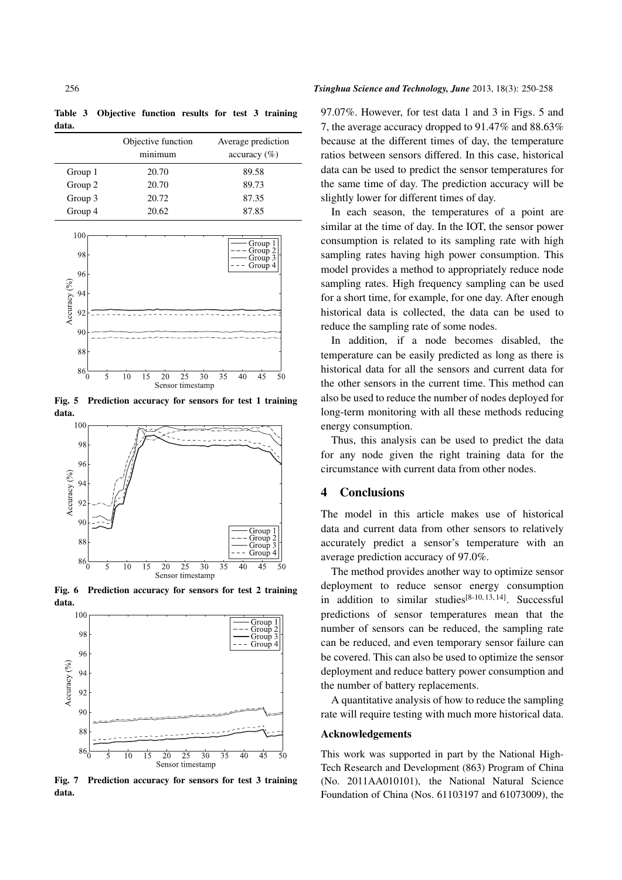**Table 3 Objective function results for test 3 training data.**

| | Objective function minimum | Average prediction accuracy (%) |
|---|---|---|
| Group 1 | 20.70 | 89.58 |
| Group 2 | 20.70 | 89.73 |
| Group 3 | 20.72 | 87.35 |
| Group 4 | 20.62 | 87.85 |

**Fig. 5 Prediction accuracy for sensors for test 1 training data.**

**Fig. 6 Prediction accuracy for sensors for test 2 training data.**

**Fig. 7 Prediction accuracy for sensors for test 3 training data.**

97.07%. However, for test data 1 and 3 in Figs. 5 and 7, the average accuracy dropped to 91.47% and 88.63% because at the different times of day, the temperature ratios between sensors differed. In this case, historical data can be used to predict the sensor temperatures for the same time of day. The prediction accuracy will be slightly lower for different times of day.

In each season, the temperatures of a point are similar at the time of day. In the IOT, the sensor power consumption is related to its sampling rate with high sampling rates having high power consumption. This model provides a method to appropriately reduce node sampling rates. High frequency sampling can be used for a short time, for example, for one day. After enough historical data is collected, the data can be used to reduce the sampling rate of some nodes.

In addition, if a node becomes disabled, the temperature can be easily predicted as long as there is historical data for all the sensors and current data for the other sensors in the current time. This method can also be used to reduce the number of nodes deployed for long-term monitoring with all these methods reducing energy consumption.

Thus, this analysis can be used to predict the data for any node given the right training data for the circumstance with current data from other nodes.

## 4 Conclusions

The model in this article makes use of historical data and current data from other sensors to relatively accurately predict a sensor's temperature with an average prediction accuracy of 97.0%.

The method provides another way to optimize sensor deployment to reduce sensor energy consumption in addition to similar studies[8-10, 13, 14]. Successful predictions of sensor temperatures mean that the number of sensors can be reduced, the sampling rate can be reduced, and even temporary sensor failure can be covered. This can also be used to optimize the sensor deployment and reduce battery power consumption and the number of battery replacements.

A quantitative analysis of how to reduce the sampling rate will require testing with much more historical data.

### Acknowledgements

This work was supported in part by the National High-Tech Research and Development (863) Program of China (No. 2011AA010101), the National Natural Science Foundation of China (Nos. 61103197 and 61073009), the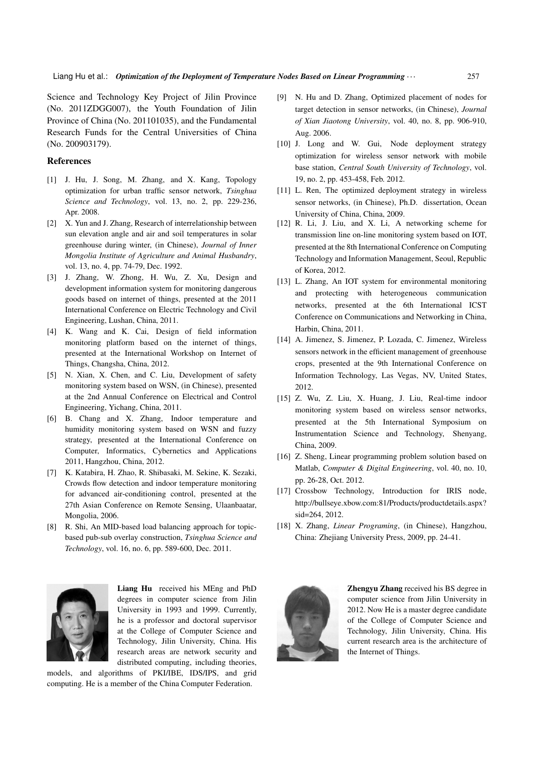Science and Technology Key Project of Jilin Province (No. 2011ZDGG007), the Youth Foundation of Jilin Province of China (No. 201101035), and the Fundamental Research Funds for the Central Universities of China (No. 200903179).

## References

[1] J. Hu, J. Song, M. Zhang, and X. Kang, Topology optimization for urban traffic sensor network, *Tsinghua Science and Technology*, vol. 13, no. 2, pp. 229-236, Apr. 2008.

[2] X. Yun and J. Zhang, Research of interrelationship between sun elevation angle and air and soil temperatures in solar greenhouse during winter, (in Chinese), *Journal of Inner Mongolia Institute of Agriculture and Animal Husbandry*, vol. 13, no. 4, pp. 74-79, Dec. 1992.

[3] J. Zhang, W. Zhong, H. Wu, Z. Xu, Design and development information system for monitoring dangerous goods based on internet of things, presented at the 2011 International Conference on Electric Technology and Civil Engineering, Lushan, China, 2011.

[4] K. Wang and K. Cai, Design of field information monitoring platform based on the internet of things, presented at the International Workshop on Internet of Things, Changsha, China, 2012.

[5] N. Xian, X. Chen, and C. Liu, Development of safety monitoring system based on WSN, (in Chinese), presented at the 2nd Annual Conference on Electrical and Control Engineering, Yichang, China, 2011.

[6] B. Chang and X. Zhang, Indoor temperature and humidity monitoring system based on WSN and fuzzy strategy, presented at the International Conference on Computer, Informatics, Cybernetics and Applications 2011, Hangzhou, China, 2012.

[7] K. Katabira, H. Zhao, R. Shibasaki, M. Sekine, K. Sezaki, Crowds flow detection and indoor temperature monitoring for advanced air-conditioning control, presented at the 27th Asian Conference on Remote Sensing, Ulaanbaatar, Mongolia, 2006.

[8] R. Shi, An MID-based load balancing approach for topic-based pub-sub overlay construction, *Tsinghua Science and Technology*, vol. 16, no. 6, pp. 589-600, Dec. 2011.

[9] N. Hu and D. Zhang, Optimized placement of nodes for target detection in sensor networks, (in Chinese), *Journal of Xian Jiaotong University*, vol. 40, no. 8, pp. 906-910, Aug. 2006.

[10] J. Long and W. Gui, Node deployment strategy optimization for wireless sensor network with mobile base station, *Central South University of Technology*, vol. 19, no. 2, pp. 453-458, Feb. 2012.

[11] L. Ren, The optimized deployment strategy in wireless sensor networks, (in Chinese), Ph.D. dissertation, Ocean University of China, China, 2009.

[12] R. Li, J. Liu, and X. Li, A networking scheme for transmission line on-line monitoring system based on IOT, presented at the 8th International Conference on Computing Technology and Information Management, Seoul, Republic of Korea, 2012.

[13] L. Zhang, An IOT system for environmental monitoring and protecting with heterogeneous communication networks, presented at the 6th International ICST Conference on Communications and Networking in China, Harbin, China, 2011.

[14] A. Jimenez, S. Jimenez, P. Lozada, C. Jimenez, Wireless sensors network in the efficient management of greenhouse crops, presented at the 9th International Conference on Information Technology, Las Vegas, NV, United States, 2012.

[15] Z. Wu, Z. Liu, X. Huang, J. Liu, Real-time indoor monitoring system based on wireless sensor networks, presented at the 5th International Symposium on Instrumentation Science and Technology, Shenyang, China, 2009.

[16] Z. Sheng, Linear programming problem solution based on Matlab, *Computer & Digital Engineering*, vol. 40, no. 10, pp. 26-28, Oct. 2012.

[17] Crossbow Technology, Introduction for IRIS node, http://bullseye.xbow.com:81/Products/productdetails.aspx?sid=264, 2012.

[18] X. Zhang, *Linear Programing*, (in Chinese), Hangzhou, China: Zhejiang University Press, 2009, pp. 24-41.

**Liang Hu** received his MEng and PhD degrees in computer science from Jilin University in 1993 and 1999. Currently, he is a professor and doctoral supervisor at the College of Computer Science and Technology, Jilin University, China. His research areas are network security and distributed computing, including theories, models, and algorithms of PKI/IBE, IDS/IPS, and grid computing. He is a member of the China Computer Federation.

**Zhengyu Zhang** received his BS degree in computer science from Jilin University in 2012. Now He is a master degree candidate of the College of Computer Science and Technology, Jilin University, China. His current research area is the architecture of the Internet of Things.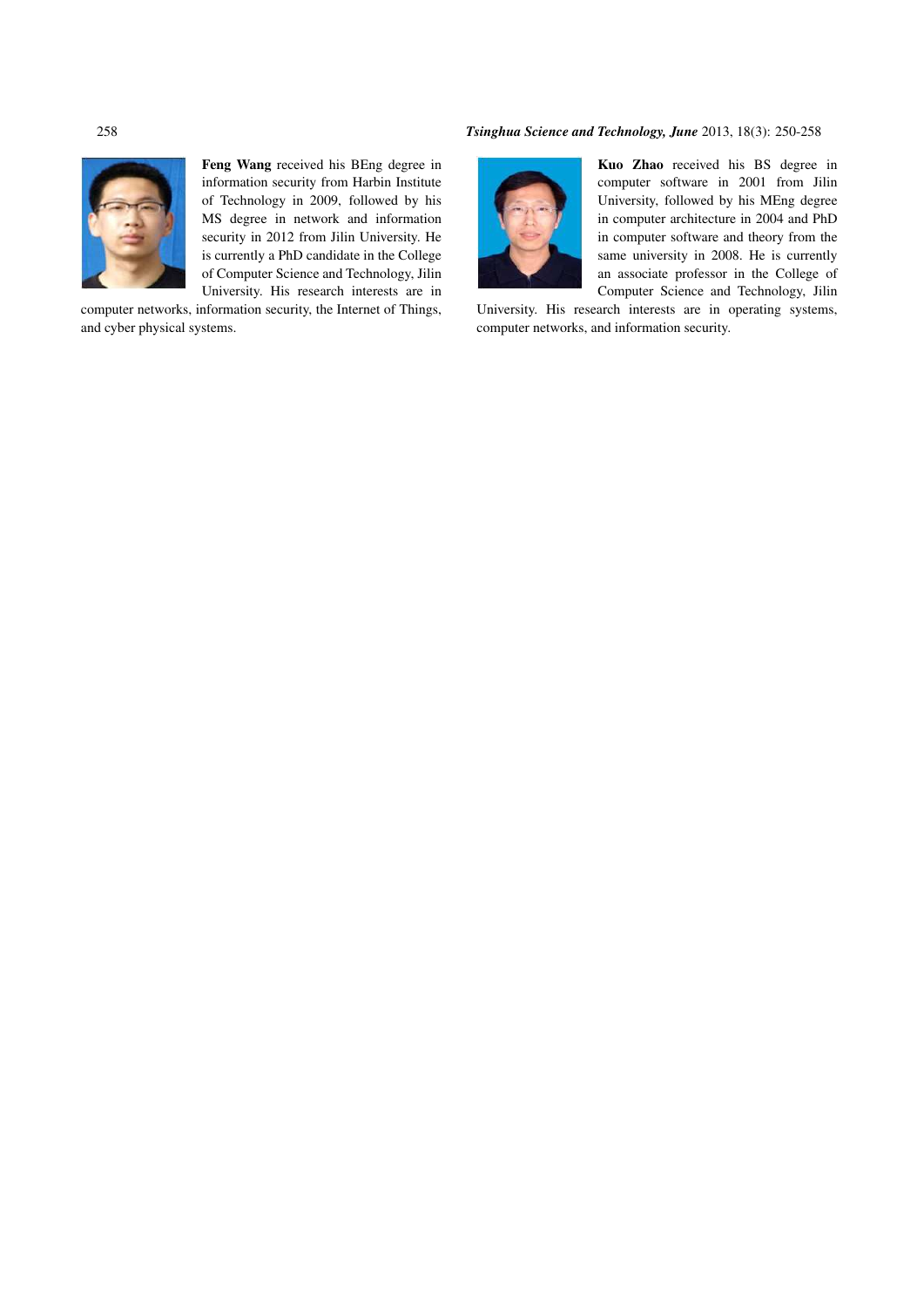**Feng Wang** received his BEng degree in information security from Harbin Institute of Technology in 2009, followed by his MS degree in network and information security in 2012 from Jilin University. He is currently a PhD candidate in the College of Computer Science and Technology, Jilin University. His research interests are in computer networks, information security, the Internet of Things, and cyber physical systems.

**Kuo Zhao** received his BS degree in computer software in 2001 from Jilin University, followed by his MEng degree in computer architecture in 2004 and PhD in computer software and theory from the same university in 2008. He is currently an associate professor in the College of Computer Science and Technology, Jilin University. His research interests are in operating systems, computer networks, and information security.